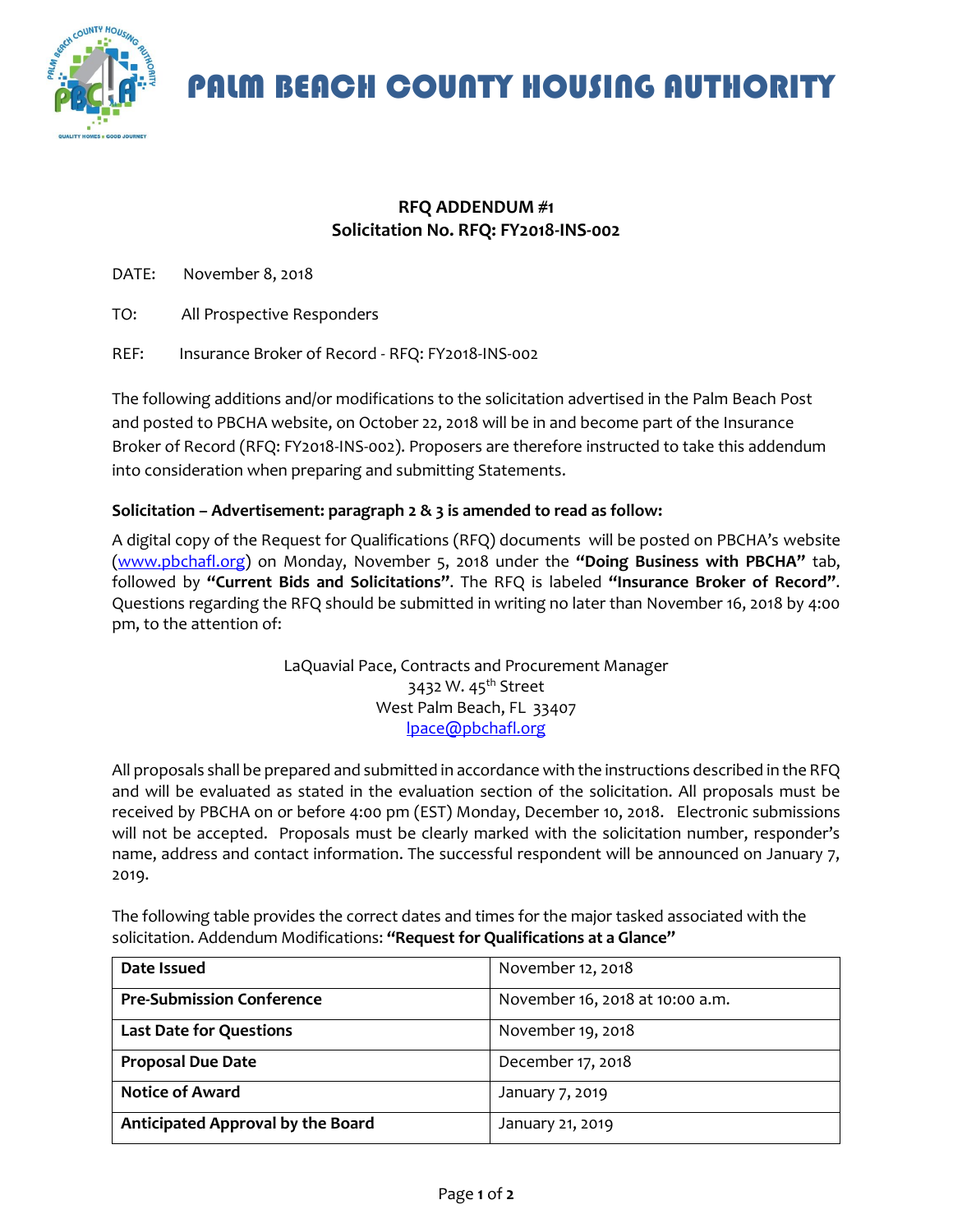# PALM BEACH COUNTY HOUSING AUTHORITY

**RFQ ADDENDUM #1**
**Solicitation No. RFQ: FY2018-INS-002**

DATE: November 8, 2018

TO: All Prospective Responders

REF: Insurance Broker of Record - RFQ: FY2018-INS-002

The following additions and/or modifications to the solicitation advertised in the Palm Beach Post and posted to PBCHA website, on October 22, 2018 will be in and become part of the Insurance Broker of Record (RFQ: FY2018-INS-002). Proposers are therefore instructed to take this addendum into consideration when preparing and submitting Statements.

**Solicitation – Advertisement: paragraph 2 & 3 is amended to read as follow:**

A digital copy of the Request for Qualifications (RFQ) documents will be posted on PBCHA's website (www.pbchafl.org) on Monday, November 5, 2018 under the **"Doing Business with PBCHA"** tab, followed by **"Current Bids and Solicitations"**. The RFQ is labeled **"Insurance Broker of Record"**. Questions regarding the RFQ should be submitted in writing no later than November 16, 2018 by 4:00 pm, to the attention of:

LaQuavial Pace, Contracts and Procurement Manager
3432 W. 45th Street
West Palm Beach, FL 33407
lpace@pbchafl.org

All proposals shall be prepared and submitted in accordance with the instructions described in the RFQ and will be evaluated as stated in the evaluation section of the solicitation. All proposals must be received by PBCHA on or before 4:00 pm (EST) Monday, December 10, 2018. Electronic submissions will not be accepted. Proposals must be clearly marked with the solicitation number, responder's name, address and contact information. The successful respondent will be announced on January 7, 2019.

The following table provides the correct dates and times for the major tasked associated with the solicitation. Addendum Modifications: **"Request for Qualifications at a Glance"**

| | |
|---|---|
| **Date Issued** | November 12, 2018 |
| **Pre-Submission Conference** | November 16, 2018 at 10:00 a.m. |
| **Last Date for Questions** | November 19, 2018 |
| **Proposal Due Date** | December 17, 2018 |
| **Notice of Award** | January 7, 2019 |
| **Anticipated Approval by the Board** | January 21, 2019 |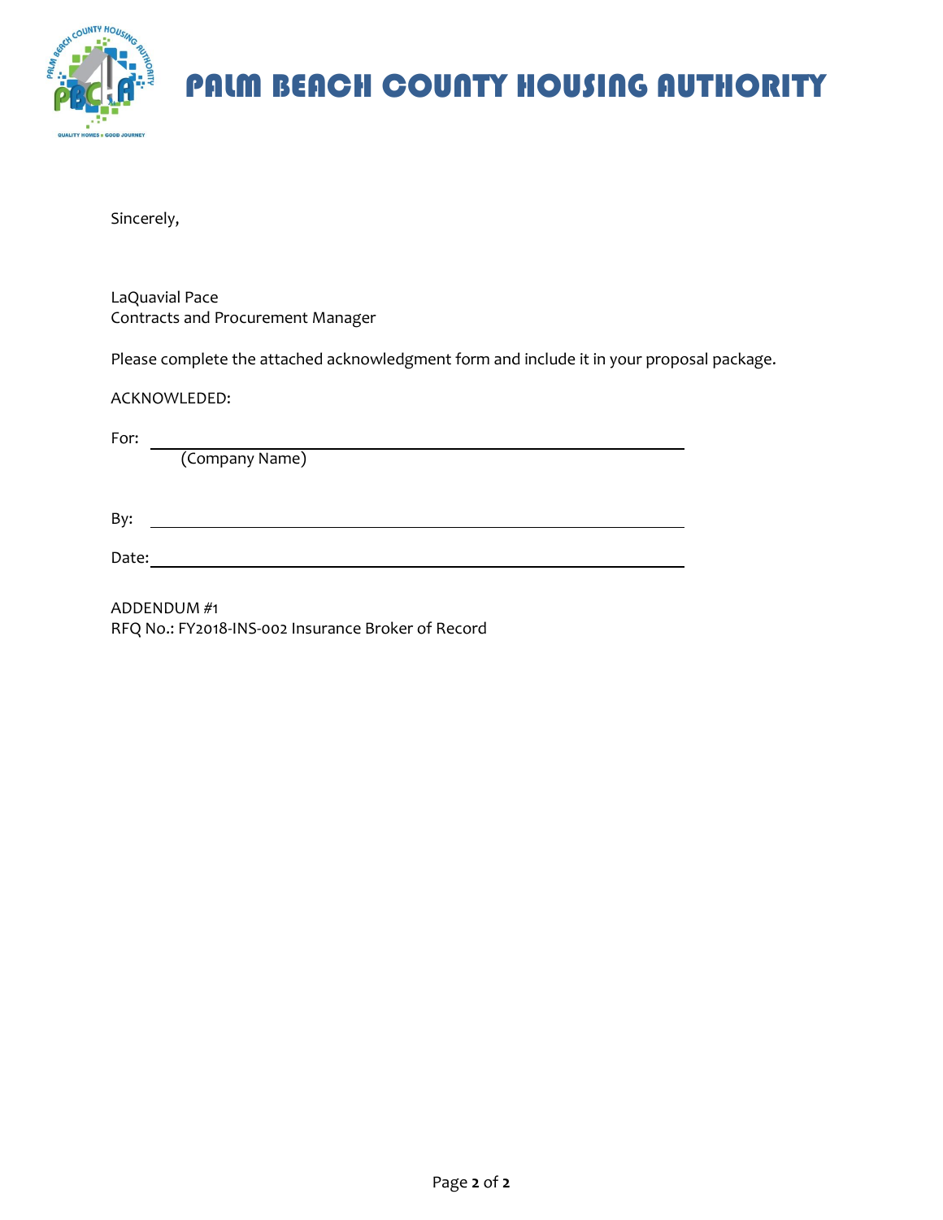# PALM BEACH COUNTY HOUSING AUTHORITY

Sincerely,

LaQuavial Pace
Contracts and Procurement Manager

Please complete the attached acknowledgment form and include it in your proposal package.

ACKNOWLEDED:

For: \_\_\_\_\_\_\_\_\_\_\_\_\_\_\_\_\_\_\_\_\_\_\_\_\_\_\_\_\_\_\_\_\_\_\_\_\_\_\_\_
(Company Name)

By: \_\_\_\_\_\_\_\_\_\_\_\_\_\_\_\_\_\_\_\_\_\_\_\_\_\_\_\_\_\_\_\_\_\_\_\_\_\_\_\_

Date: \_\_\_\_\_\_\_\_\_\_\_\_\_\_\_\_\_\_\_\_\_\_\_\_\_\_\_\_\_\_\_\_\_\_\_\_\_\_\_\_

ADDENDUM #1
RFQ No.: FY2018-INS-002 Insurance Broker of Record